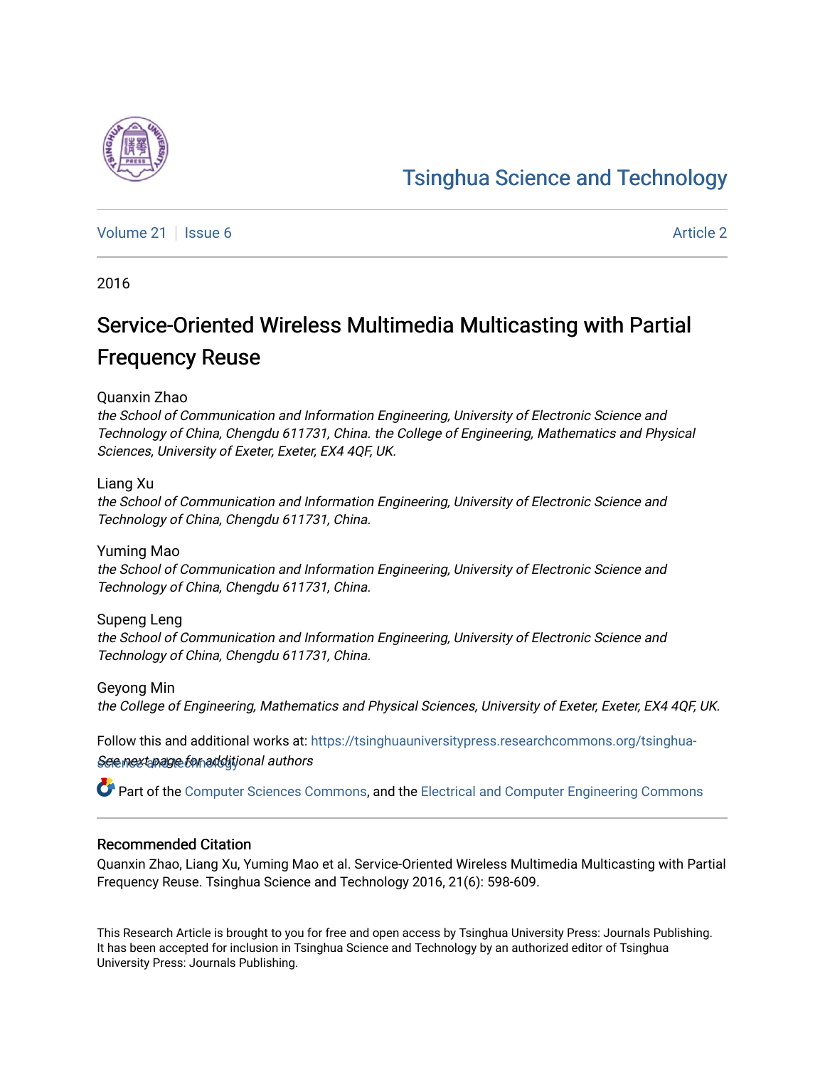Tsinghua Science and Technology

Volume 21 | Issue 6 | Article 2

2016

# Service-Oriented Wireless Multimedia Multicasting with Partial Frequency Reuse

Quanxin Zhao
*the School of Communication and Information Engineering, University of Electronic Science and Technology of China, Chengdu 611731, China. the College of Engineering, Mathematics and Physical Sciences, University of Exeter, Exeter, EX4 4QF, UK.*

Liang Xu
*the School of Communication and Information Engineering, University of Electronic Science and Technology of China, Chengdu 611731, China.*

Yuming Mao
*the School of Communication and Information Engineering, University of Electronic Science and Technology of China, Chengdu 611731, China.*

Supeng Leng
*the School of Communication and Information Engineering, University of Electronic Science and Technology of China, Chengdu 611731, China.*

Geyong Min
*the College of Engineering, Mathematics and Physical Sciences, University of Exeter, Exeter, EX4 4QF, UK.*

Follow this and additional works at: https://tsinghuauniversitypress.researchcommons.org/tsinghua-science-and-technology

*See next page for additional authors*

Part of the Computer Sciences Commons, and the Electrical and Computer Engineering Commons

## Recommended Citation

Quanxin Zhao, Liang Xu, Yuming Mao et al. Service-Oriented Wireless Multimedia Multicasting with Partial Frequency Reuse. Tsinghua Science and Technology 2016, 21(6): 598-609.

This Research Article is brought to you for free and open access by Tsinghua University Press: Journals Publishing. It has been accepted for inclusion in Tsinghua Science and Technology by an authorized editor of Tsinghua University Press: Journals Publishing.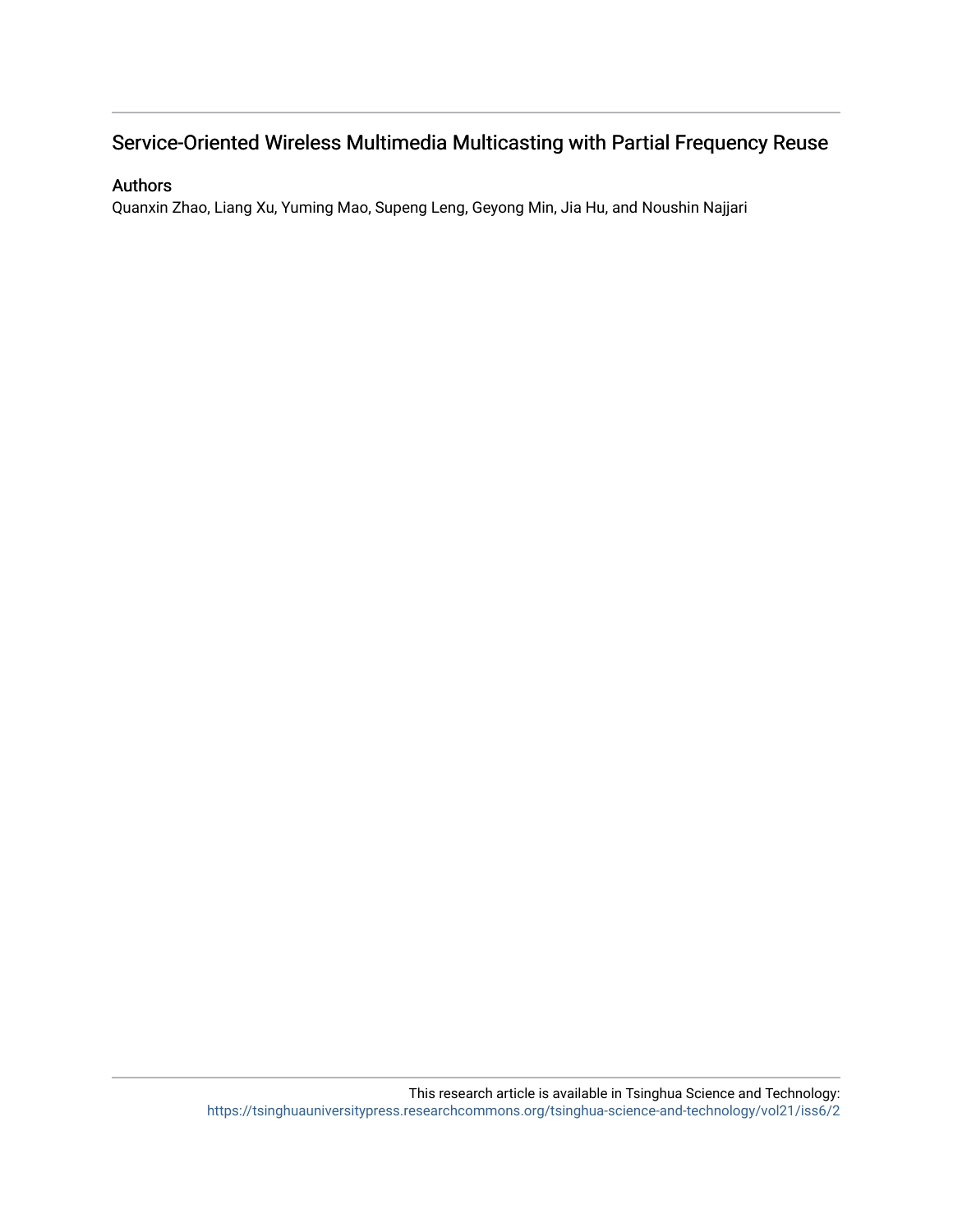## Service-Oriented Wireless Multimedia Multicasting with Partial Frequency Reuse

### Authors

Quanxin Zhao, Liang Xu, Yuming Mao, Supeng Leng, Geyong Min, Jia Hu, and Noushin Najjari

This research article is available in Tsinghua Science and Technology: https://tsinghuauniversitypress.researchcommons.org/tsinghua-science-and-technology/vol21/iss6/2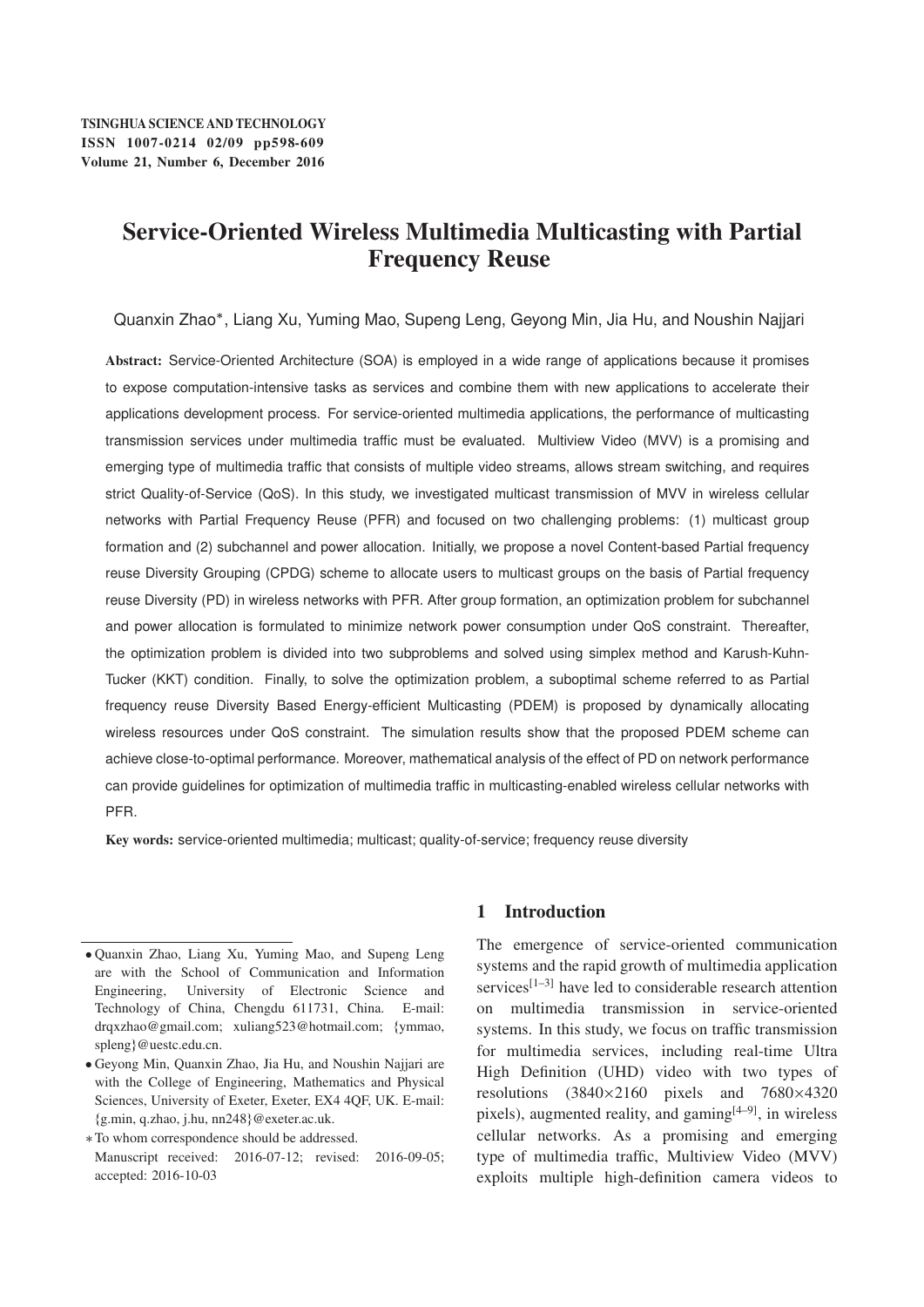# Service-Oriented Wireless Multimedia Multicasting with Partial Frequency Reuse

Quanxin Zhao*, Liang Xu, Yuming Mao, Supeng Leng, Geyong Min, Jia Hu, and Noushin Najjari

**Abstract:** Service-Oriented Architecture (SOA) is employed in a wide range of applications because it promises to expose computation-intensive tasks as services and combine them with new applications to accelerate their applications development process. For service-oriented multimedia applications, the performance of multicasting transmission services under multimedia traffic must be evaluated. Multiview Video (MVV) is a promising and emerging type of multimedia traffic that consists of multiple video streams, allows stream switching, and requires strict Quality-of-Service (QoS). In this study, we investigated multicast transmission of MVV in wireless cellular networks with Partial Frequency Reuse (PFR) and focused on two challenging problems: (1) multicast group formation and (2) subchannel and power allocation. Initially, we propose a novel Content-based Partial frequency reuse Diversity Grouping (CPDG) scheme to allocate users to multicast groups on the basis of Partial frequency reuse Diversity (PD) in wireless networks with PFR. After group formation, an optimization problem for subchannel and power allocation is formulated to minimize network power consumption under QoS constraint. Thereafter, the optimization problem is divided into two subproblems and solved using simplex method and Karush-Kuhn-Tucker (KKT) condition. Finally, to solve the optimization problem, a suboptimal scheme referred to as Partial frequency reuse Diversity Based Energy-efficient Multicasting (PDEM) is proposed by dynamically allocating wireless resources under QoS constraint. The simulation results show that the proposed PDEM scheme can achieve close-to-optimal performance. Moreover, mathematical analysis of the effect of PD on network performance can provide guidelines for optimization of multimedia traffic in multicasting-enabled wireless cellular networks with PFR.

**Key words:** service-oriented multimedia; multicast; quality-of-service; frequency reuse diversity

## 1 Introduction

The emergence of service-oriented communication systems and the rapid growth of multimedia application services[1–3] have led to considerable research attention on multimedia transmission in service-oriented systems. In this study, we focus on traffic transmission for multimedia services, including real-time Ultra High Definition (UHD) video with two types of resolutions (3840×2160 pixels and 7680×4320 pixels), augmented reality, and gaming[4–9], in wireless cellular networks. As a promising and emerging type of multimedia traffic, Multiview Video (MVV) exploits multiple high-definition camera videos to

---

- Quanxin Zhao, Liang Xu, Yuming Mao, and Supeng Leng are with the School of Communication and Information Engineering, University of Electronic Science and Technology of China, Chengdu 611731, China. E-mail: drqxzhao@gmail.com; xuliang523@hotmail.com; {ymmao, spleng}@uestc.edu.cn.
- Geyong Min, Quanxin Zhao, Jia Hu, and Noushin Najjari are with the College of Engineering, Mathematics and Physical Sciences, University of Exeter, Exeter, EX4 4QF, UK. E-mail: {g.min, q.zhao, j.hu, nn248}@exeter.ac.uk.

*To whom correspondence should be addressed.

Manuscript received: 2016-07-12; revised: 2016-09-05; accepted: 2016-10-03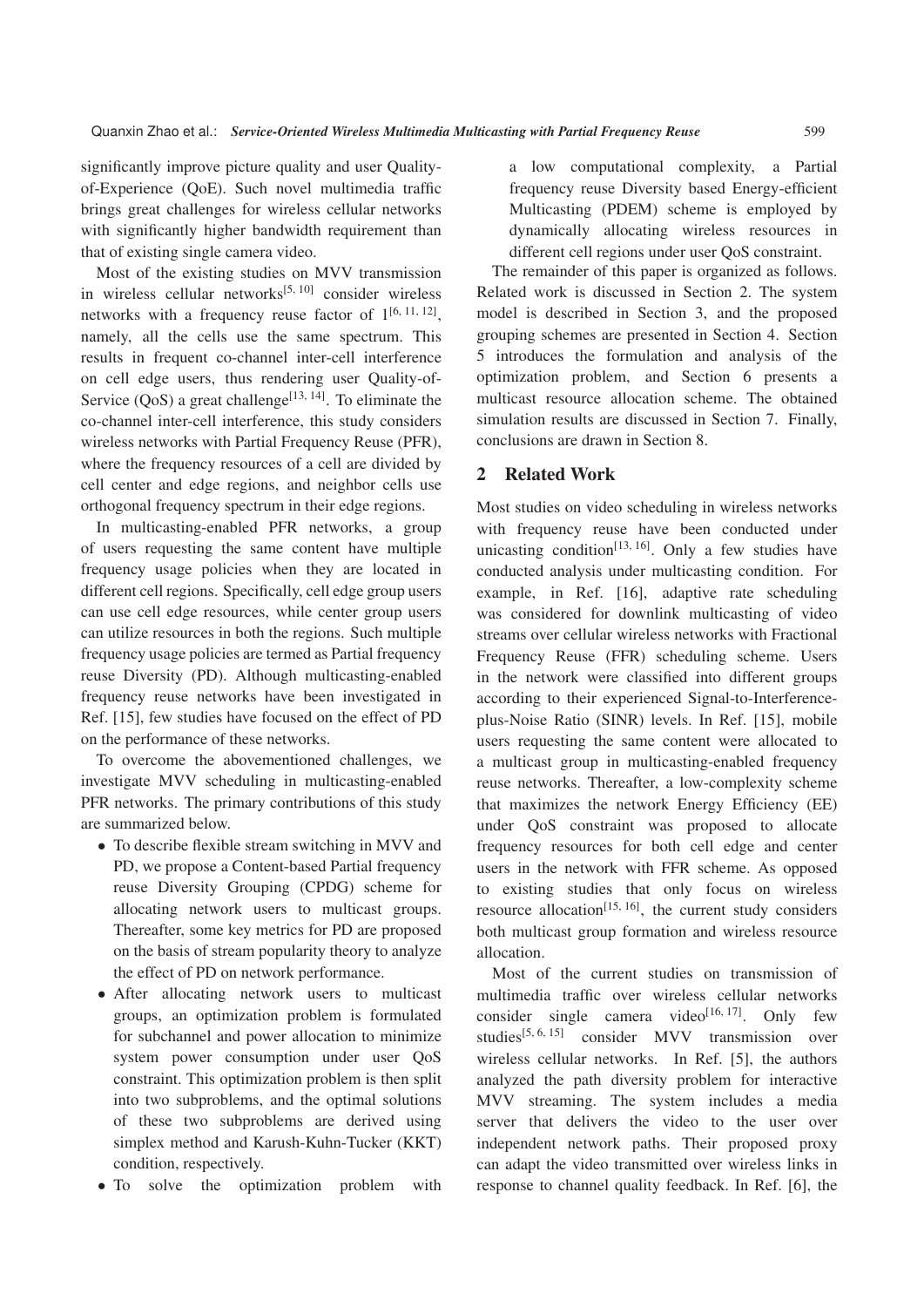significantly improve picture quality and user Quality-of-Experience (QoE). Such novel multimedia traffic brings great challenges for wireless cellular networks with significantly higher bandwidth requirement than that of existing single camera video.

Most of the existing studies on MVV transmission in wireless cellular networks[5, 10] consider wireless networks with a frequency reuse factor of 1[6, 11, 12], namely, all the cells use the same spectrum. This results in frequent co-channel inter-cell interference on cell edge users, thus rendering user Quality-of-Service (QoS) a great challenge[13, 14]. To eliminate the co-channel inter-cell interference, this study considers wireless networks with Partial Frequency Reuse (PFR), where the frequency resources of a cell are divided by cell center and edge regions, and neighbor cells use orthogonal frequency spectrum in their edge regions.

In multicasting-enabled PFR networks, a group of users requesting the same content have multiple frequency usage policies when they are located in different cell regions. Specifically, cell edge group users can use cell edge resources, while center group users can utilize resources in both the regions. Such multiple frequency usage policies are termed as Partial frequency reuse Diversity (PD). Although multicasting-enabled frequency reuse networks have been investigated in Ref. [15], few studies have focused on the effect of PD on the performance of these networks.

To overcome the abovementioned challenges, we investigate MVV scheduling in multicasting-enabled PFR networks. The primary contributions of this study are summarized below.

- To describe flexible stream switching in MVV and PD, we propose a Content-based Partial frequency reuse Diversity Grouping (CPDG) scheme for allocating network users to multicast groups. Thereafter, some key metrics for PD are proposed on the basis of stream popularity theory to analyze the effect of PD on network performance.
- After allocating network users to multicast groups, an optimization problem is formulated for subchannel and power allocation to minimize system power consumption under user QoS constraint. This optimization problem is then split into two subproblems, and the optimal solutions of these two subproblems are derived using simplex method and Karush-Kuhn-Tucker (KKT) condition, respectively.
- To solve the optimization problem with a low computational complexity, a Partial frequency reuse Diversity based Energy-efficient Multicasting (PDEM) scheme is employed by dynamically allocating wireless resources in different cell regions under user QoS constraint.

The remainder of this paper is organized as follows. Related work is discussed in Section 2. The system model is described in Section 3, and the proposed grouping schemes are presented in Section 4. Section 5 introduces the formulation and analysis of the optimization problem, and Section 6 presents a multicast resource allocation scheme. The obtained simulation results are discussed in Section 7. Finally, conclusions are drawn in Section 8.

## 2 Related Work

Most studies on video scheduling in wireless networks with frequency reuse have been conducted under unicasting condition[13, 16]. Only a few studies have conducted analysis under multicasting condition. For example, in Ref. [16], adaptive rate scheduling was considered for downlink multicasting of video streams over cellular wireless networks with Fractional Frequency Reuse (FFR) scheduling scheme. Users in the network were classified into different groups according to their experienced Signal-to-Interference-plus-Noise Ratio (SINR) levels. In Ref. [15], mobile users requesting the same content were allocated to a multicast group in multicasting-enabled frequency reuse networks. Thereafter, a low-complexity scheme that maximizes the network Energy Efficiency (EE) under QoS constraint was proposed to allocate frequency resources for both cell edge and center users in the network with FFR scheme. As opposed to existing studies that only focus on wireless resource allocation[15, 16], the current study considers both multicast group formation and wireless resource allocation.

Most of the current studies on transmission of multimedia traffic over wireless cellular networks consider single camera video[16, 17]. Only few studies[5, 6, 15] consider MVV transmission over wireless cellular networks. In Ref. [5], the authors analyzed the path diversity problem for interactive MVV streaming. The system includes a media server that delivers the video to the user over independent network paths. Their proposed proxy can adapt the video transmitted over wireless links in response to channel quality feedback. In Ref. [6], the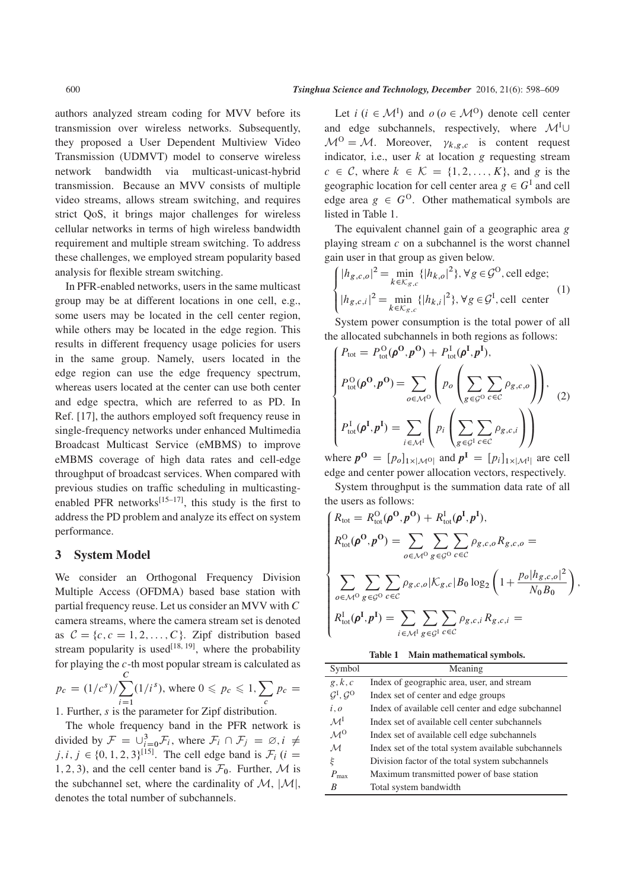authors analyzed stream coding for MVV before its transmission over wireless networks. Subsequently, they proposed a User Dependent Multiview Video Transmission (UDMVT) model to conserve wireless network bandwidth via multicast-unicast-hybrid transmission. Because an MVV consists of multiple video streams, allows stream switching, and requires strict QoS, it brings major challenges for wireless cellular networks in terms of high wireless bandwidth requirement and multiple stream switching. To address these challenges, we employed stream popularity based analysis for flexible stream switching.

In PFR-enabled networks, users in the same multicast group may be at different locations in one cell, e.g., some users may be located in the cell center region, while others may be located in the edge region. This results in different frequency usage policies for users in the same group. Namely, users located in the edge region can use the edge frequency spectrum, whereas users located at the center can use both center and edge spectra, which are referred to as PD. In Ref. [17], the authors employed soft frequency reuse in single-frequency networks under enhanced Multimedia Broadcast Multicast Service (eMBMS) to improve eMBMS coverage of high data rates and cell-edge throughput of broadcast services. When compared with previous studies on traffic scheduling in multicasting-enabled PFR networks[15–17], this study is the first to address the PD problem and analyze its effect on system performance.

## 3 System Model

We consider an Orthogonal Frequency Division Multiple Access (OFDMA) based base station with partial frequency reuse. Let us consider an MVV with $C$ camera streams, where the camera stream set is denoted as $\mathcal{C} = \{c, c = 1, 2, \ldots, C\}$. Zipf distribution based stream popularity is used[18, 19], where the probability for playing the $c$-th most popular stream is calculated as $p_c = (1/c^s)/\sum_{i=1}^{C}(1/i^s)$, where $0 \leqslant p_c \leqslant 1, \sum_c p_c = 1$. Further, $s$ is the parameter for Zipf distribution.

The whole frequency band in the PFR network is divided by $\mathcal{F} = \cup_{i=0}^{3}\mathcal{F}_i$, where $\mathcal{F}_i \cap \mathcal{F}_j = \varnothing, i \neq j, i, j \in \{0, 1, 2, 3\}$[15]. The cell edge band is $\mathcal{F}_i$ $(i = 1, 2, 3)$, and the cell center band is $\mathcal{F}_0$. Further, $\mathcal{M}$ is the subchannel set, where the cardinality of $\mathcal{M}$, $|\mathcal{M}|$, denotes the total number of subchannels.

Let $i$ $(i \in \mathcal{M}^{\rm I})$ and $o$ $(o \in \mathcal{M}^{\rm O})$ denote cell center and edge subchannels, respectively, where $\mathcal{M}^{\rm I} \cup \mathcal{M}^{\rm O} = \mathcal{M}$. Moreover, $\gamma_{k,g,c}$ is content request indicator, i.e., user $k$ at location $g$ requesting stream $c \in \mathcal{C}$, where $k \in \mathcal{K} = \{1, 2, \ldots, K\}$, and $g$ is the geographic location for cell center area $g \in G^{\rm I}$ and cell edge area $g \in G^{\rm O}$. Other mathematical symbols are listed in Table 1.

The equivalent channel gain of a geographic area $g$ playing stream $c$ on a subchannel is the worst channel gain user in that group as given below.

$$
\begin{cases}
|h_{g,c,o}|^2 = \min\limits_{k \in \mathcal{K}_{g,c}} \{|h_{k,o}|^2\}, \forall g \in \mathcal{G}^{\rm O}, \text{cell edge;} \\
|h_{g,c,i}|^2 = \min\limits_{k \in \mathcal{K}_{g,c}} \{|h_{k,i}|^2\}, \forall g \in \mathcal{G}^{\rm I}, \text{cell center}
\end{cases}
\tag{1}
$$

System power consumption is the total power of all the allocated subchannels in both regions as follows:

$$
\begin{cases}
P_{\rm tot} = P_{\rm tot}^{\rm O}(\boldsymbol{\rho}^{\rm O}, \boldsymbol{p}^{\rm O}) + P_{\rm tot}^{\rm I}(\boldsymbol{\rho}^{\rm I}, \boldsymbol{p}^{\rm I}), \\
P_{\rm tot}^{\rm O}(\boldsymbol{\rho}^{\rm O}, \boldsymbol{p}^{\rm O}) = \sum\limits_{o \in \mathcal{M}^{\rm O}} \left( p_o \left( \sum\limits_{g \in \mathcal{G}^{\rm O}} \sum\limits_{c \in \mathcal{C}} \rho_{g,c,o} \right) \right), \\
P_{\rm tot}^{\rm I}(\boldsymbol{\rho}^{\rm I}, \boldsymbol{p}^{\rm I}) = \sum\limits_{i \in \mathcal{M}^{\rm I}} \left( p_i \left( \sum\limits_{g \in \mathcal{G}^{\rm I}} \sum\limits_{c \in \mathcal{C}} \rho_{g,c,i} \right) \right)
\end{cases}
\tag{2}
$$

where $\boldsymbol{p}^{\rm O} = [p_o]_{1 \times |\mathcal{M}^{\rm O}|}$ and $\boldsymbol{p}^{\rm I} = [p_i]_{1 \times |\mathcal{M}^{\rm I}|}$ are cell edge and center power allocation vectors, respectively.

System throughput is the summation data rate of all the users as follows:

$$
\begin{cases}
R_{\rm tot} = R_{\rm tot}^{\rm O}(\boldsymbol{\rho}^{\rm O}, \boldsymbol{p}^{\rm O}) + R_{\rm tot}^{\rm I}(\boldsymbol{\rho}^{\rm I}, \boldsymbol{p}^{\rm I}), \\
R_{\rm tot}^{\rm O}(\boldsymbol{\rho}^{\rm O}, \boldsymbol{p}^{\rm O}) = \sum\limits_{o \in \mathcal{M}^{\rm O}} \sum\limits_{g \in \mathcal{G}^{\rm O}} \sum\limits_{c \in \mathcal{C}} \rho_{g,c,o} R_{g,c,o} = \\
\sum\limits_{o \in \mathcal{M}^{\rm O}} \sum\limits_{g \in \mathcal{G}^{\rm O}} \sum\limits_{c \in \mathcal{C}} \rho_{g,c,o} |\mathcal{K}_{g,c}| B_0 \log_2 \left( 1 + \dfrac{p_o |h_{g,c,o}|^2}{N_0 B_0} \right), \\
R_{\rm tot}^{\rm I}(\boldsymbol{\rho}^{\rm I}, \boldsymbol{p}^{\rm I}) = \sum\limits_{i \in \mathcal{M}^{\rm I}} \sum\limits_{g \in \mathcal{G}^{\rm I}} \sum\limits_{c \in \mathcal{C}} \rho_{g,c,i} R_{g,c,i} =
\end{cases}
$$

**Table 1 Main mathematical symbols.**

| Symbol | Meaning |
|---|---|
| $g, k, c$ | Index of geographic area, user, and stream |
| $\mathcal{G}^{\rm I}, \mathcal{G}^{\rm O}$ | Index set of center and edge groups |
| $i, o$ | Index of available cell center and edge subchannel |
| $\mathcal{M}^{\rm I}$ | Index set of available cell center subchannels |
| $\mathcal{M}^{\rm O}$ | Index set of available cell edge subchannels |
| $\mathcal{M}$ | Index set of the total system available subchannels |
| $\xi$ | Division factor of the total system subchannels |
| $P_{\max}$ | Maximum transmitted power of base station |
| $B$ | Total system bandwidth |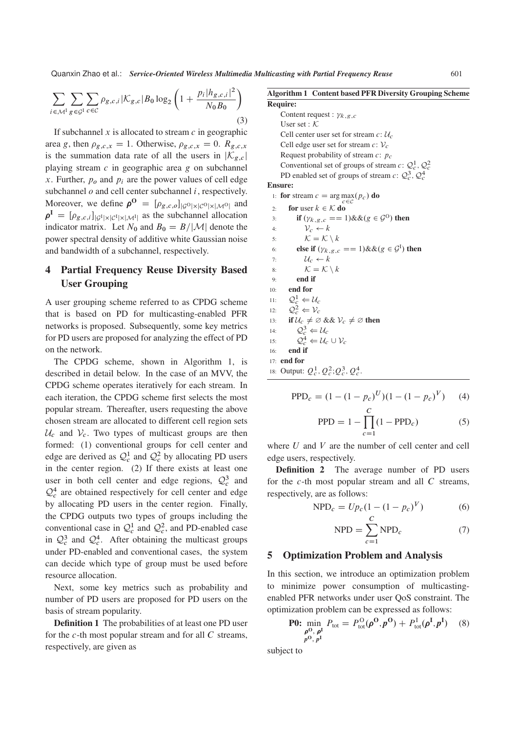$$\sum_{i \in \mathcal{M}^{\text{I}}} \sum_{g \in \mathcal{G}^{\text{I}}} \sum_{c \in \mathcal{C}} \rho_{g,c,i} |\mathcal{K}_{g,c}| B_0 \log_2 \left(1 + \frac{p_i |h_{g,c,i}|^2}{N_0 B_0}\right) \tag{3}$$

If subchannel $x$ is allocated to stream $c$ in geographic area $g$, then $\rho_{g,c,x} = 1$. Otherwise, $\rho_{g,c,x} = 0$. $R_{g,c,x}$ is the summation data rate of all the users in $|\mathcal{K}_{g,c}|$ playing stream $c$ in geographic area $g$ on subchannel $x$. Further, $p_o$ and $p_i$ are the power values of cell edge subchannel $o$ and cell center subchannel $i$, respectively. Moreover, we define $\boldsymbol{\rho}^{\mathbf{O}} = [\rho_{g,c,o}]_{|\mathcal{G}^{\text{O}}| \times |\mathcal{C}^{\text{O}}| \times |\mathcal{M}^{\text{O}}|}$ and $\boldsymbol{\rho}^{\mathbf{I}} = [\rho_{g,c,i}]_{|\mathcal{G}^{\text{I}}| \times |\mathcal{C}^{\text{I}}| \times |\mathcal{M}^{\text{I}}|}$ as the subchannel allocation indicator matrix. Let $N_0$ and $B_0 = B/|\mathcal{M}|$ denote the power spectral density of additive white Gaussian noise and bandwidth of a subchannel, respectively.

## 4 Partial Frequency Reuse Diversity Based User Grouping

A user grouping scheme referred to as CPDG scheme that is based on PD for multicasting-enabled PFR networks is proposed. Subsequently, some key metrics for PD users are proposed for analyzing the effect of PD on the network.

The CPDG scheme, shown in Algorithm 1, is described in detail below. In the case of an MVV, the CPDG scheme operates iteratively for each stream. In each iteration, the CPDG scheme first selects the most popular stream. Thereafter, users requesting the above chosen stream are allocated to different cell region sets $\mathcal{U}_c$ and $\mathcal{V}_c$. Two types of multicast groups are then formed: (1) conventional groups for cell center and edge are derived as $\mathcal{Q}_c^1$ and $\mathcal{Q}_c^2$ by allocating PD users in the center region. (2) If there exists at least one user in both cell center and edge regions, $\mathcal{Q}_c^3$ and $\mathcal{Q}_c^4$ are obtained respectively for cell center and edge by allocating PD users in the center region. Finally, the CPDG outputs two types of groups including the conventional case in $\mathcal{Q}_c^1$ and $\mathcal{Q}_c^2$, and PD-enabled case in $\mathcal{Q}_c^3$ and $\mathcal{Q}_c^4$. After obtaining the multicast groups under PD-enabled and conventional cases, the system can decide which type of group must be used before resource allocation.

Next, some key metrics such as probability and number of PD users are proposed for PD users on the basis of stream popularity.

**Definition 1** The probabilities of at least one PD user for the $c$-th most popular stream and for all $C$ streams, respectively, are given as

**Algorithm 1 Content based PFR Diversity Grouping Scheme**

**Require:**
- Content request : $\gamma_{k,g,c}$
- User set : $\mathcal{K}$
- Cell center user set for stream $c$: $\mathcal{U}_c$
- Cell edge user set for stream $c$: $\mathcal{V}_c$
- Request probability of stream $c$: $p_c$
- Conventional set of groups of stream $c$: $\mathcal{Q}_c^1$, $\mathcal{Q}_c^2$
- PD enabled set of groups of stream $c$: $\mathcal{Q}_c^3$, $\mathcal{Q}_c^4$

**Ensure:**

```
1:  for stream c = arg max_{c∈C}(p_c) do
2:      for user k ∈ K do
3:          if (γ_{k,g,c} == 1)&&(g ∈ G^O) then
4:              V_c ← k
5:              K = K \ k
6:          else if (γ_{k,g,c} == 1)&&(g ∈ G^I) then
7:              U_c ← k
8:              K = K \ k
9:          end if
10:     end for
11:     Q_c^1 ⇐ U_c
12:     Q_c^2 ⇐ V_c
13:     if U_c ≠ ∅ && V_c ≠ ∅ then
14:         Q_c^3 ⇐ U_c
15:         Q_c^4 ⇐ U_c ∪ V_c
16:     end if
17: end for
18: Output: Q_c^1, Q_c^2; Q_c^3, Q_c^4.
```

$$\text{PPD}_c = (1 - (1 - p_c)^U)(1 - (1 - p_c)^V) \tag{4}$$

$$\text{PPD} = 1 - \prod_{c=1}^{C} (1 - \text{PPD}_c) \tag{5}$$

where $U$ and $V$ are the number of cell center and cell edge users, respectively.

**Definition 2** The average number of PD users for the $c$-th most popular stream and all $C$ streams, respectively, are as follows:

$$\text{NPD}_c = U p_c (1 - (1 - p_c)^V) \tag{6}$$

$$\text{NPD} = \sum_{c=1}^{C} \text{NPD}_c \tag{7}$$

## 5 Optimization Problem and Analysis

In this section, we introduce an optimization problem to minimize power consumption of multicasting-enabled PFR networks under user QoS constraint. The optimization problem can be expressed as follows:

$$\textbf{P0:} \min_{\substack{\boldsymbol{\rho}^{\mathbf{O}}, \boldsymbol{\rho}^{\mathbf{I}} \\ \boldsymbol{p}^{\mathbf{O}}, \boldsymbol{p}^{\mathbf{I}}}} P_{\text{tot}} = P_{\text{tot}}^{\text{O}}(\boldsymbol{\rho}^{\mathbf{O}}, \boldsymbol{p}^{\mathbf{O}}) + P_{\text{tot}}^{\text{I}}(\boldsymbol{\rho}^{\mathbf{I}}, \boldsymbol{p}^{\mathbf{I}}) \tag{8}$$

subject to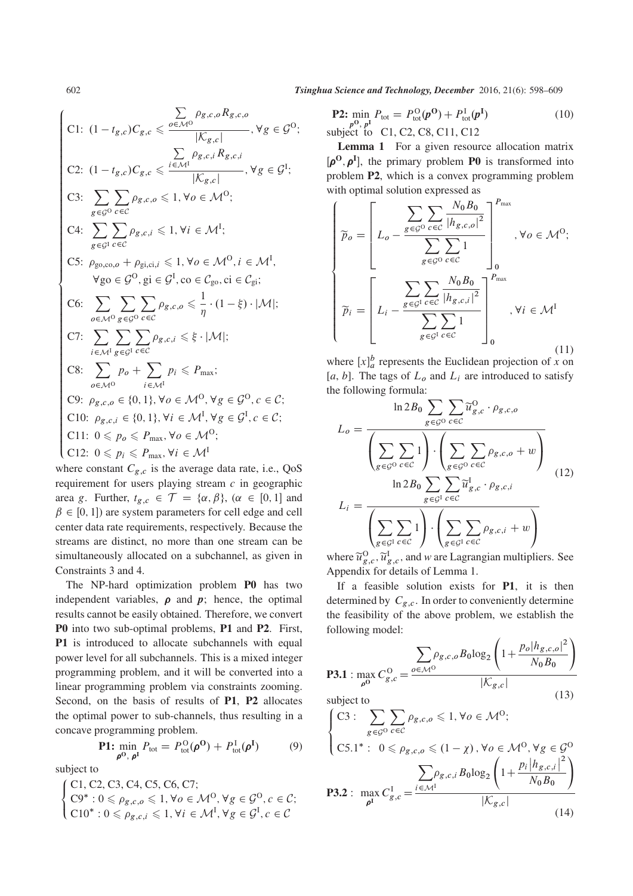$$
\begin{cases}
\text{C1: } (1-t_{g,c})C_{g,c} \leqslant \dfrac{\sum\limits_{o\in\mathcal{M}^{\mathrm{O}}} \rho_{g,c,o} R_{g,c,o}}{|\mathcal{K}_{g,c}|}, \forall g \in \mathcal{G}^{\mathrm{O}};\\
\text{C2: } (1-t_{g,c})C_{g,c} \leqslant \dfrac{\sum\limits_{i\in\mathcal{M}^{\mathrm{I}}} \rho_{g,c,i} R_{g,c,i}}{|\mathcal{K}_{g,c}|}, \forall g \in \mathcal{G}^{\mathrm{I}};\\
\text{C3: } \sum\limits_{g\in\mathcal{G}^{\mathrm{O}}}\sum\limits_{c\in\mathcal{C}} \rho_{g,c,o} \leqslant 1, \forall o \in \mathcal{M}^{\mathrm{O}};\\
\text{C4: } \sum\limits_{g\in\mathcal{G}^{\mathrm{I}}}\sum\limits_{c\in\mathcal{C}} \rho_{g,c,i} \leqslant 1, \forall i \in \mathcal{M}^{\mathrm{I}};\\
\text{C5: } \rho_{\mathrm{go,co},o} + \rho_{\mathrm{gi,ci},i} \leqslant 1, \forall o \in \mathcal{M}^{\mathrm{O}}, i \in \mathcal{M}^{\mathrm{I}},\\
\qquad \forall \mathrm{go} \in \mathcal{G}^{\mathrm{O}}, \mathrm{gi} \in \mathcal{G}^{\mathrm{I}}, \mathrm{co} \in \mathcal{C}_{\mathrm{go}}, \mathrm{ci} \in \mathcal{C}_{\mathrm{gi}};\\
\text{C6: } \sum\limits_{o\in\mathcal{M}^{\mathrm{O}}}\sum\limits_{g\in\mathcal{G}^{\mathrm{O}}}\sum\limits_{c\in\mathcal{C}} \rho_{g,c,o} \leqslant \dfrac{1}{\eta}\cdot(1-\xi)\cdot|\mathcal{M}|;\\
\text{C7: } \sum\limits_{i\in\mathcal{M}^{\mathrm{I}}}\sum\limits_{g\in\mathcal{G}^{\mathrm{I}}}\sum\limits_{c\in\mathcal{C}} \rho_{g,c,i} \leqslant \xi\cdot|\mathcal{M}|;\\
\text{C8: } \sum\limits_{o\in\mathcal{M}^{\mathrm{O}}} p_o + \sum\limits_{i\in\mathcal{M}^{\mathrm{I}}} p_i \leqslant P_{\max};\\
\text{C9: } \rho_{g,c,o} \in \{0,1\}, \forall o \in \mathcal{M}^{\mathrm{O}}, \forall g \in \mathcal{G}^{\mathrm{O}}, c \in \mathcal{C};\\
\text{C10: } \rho_{g,c,i} \in \{0,1\}, \forall i \in \mathcal{M}^{\mathrm{I}}, \forall g \in \mathcal{G}^{\mathrm{I}}, c \in \mathcal{C};\\
\text{C11: } 0 \leqslant p_o \leqslant P_{\max}, \forall o \in \mathcal{M}^{\mathrm{O}};\\
\text{C12: } 0 \leqslant p_i \leqslant P_{\max}, \forall i \in \mathcal{M}^{\mathrm{I}}
\end{cases}
$$

where constant $C_{g,c}$ is the average data rate, i.e., QoS requirement for users playing stream $c$ in geographic area $g$. Further, $t_{g,c} \in \mathcal{T} = \{\alpha, \beta\}$, ($\alpha \in [0,1]$ and $\beta \in [0,1]$) are system parameters for cell edge and cell center data rate requirements, respectively. Because the streams are distinct, no more than one stream can be simultaneously allocated on a subchannel, as given in Constraints 3 and 4.

The NP-hard optimization problem **P0** has two independent variables, $\boldsymbol{\rho}$ and $\boldsymbol{p}$; hence, the optimal results cannot be easily obtained. Therefore, we convert **P0** into two sub-optimal problems, **P1** and **P2**. First, **P1** is introduced to allocate subchannels with equal power level for all subchannels. This is a mixed integer programming problem, and it will be converted into a linear programming problem via constraints zooming. Second, on the basis of results of **P1**, **P2** allocates the optimal power to sub-channels, thus resulting in a concave programming problem.

$$
\textbf{P1: } \min_{\boldsymbol{\rho}^{\mathbf{O}},\, \boldsymbol{\rho}^{\mathbf{I}}} P_{\mathrm{tot}} = P_{\mathrm{tot}}^{\mathrm{O}}(\boldsymbol{\rho}^{\mathbf{O}}) + P_{\mathrm{tot}}^{\mathrm{I}}(\boldsymbol{\rho}^{\mathbf{I}}) \tag{9}
$$

subject to

$$
\begin{cases}
\text{C1, C2, C3, C4, C5, C6, C7;}\\
\text{C9}^*: 0 \leqslant \rho_{g,c,o} \leqslant 1, \forall o \in \mathcal{M}^{\mathrm{O}}, \forall g \in \mathcal{G}^{\mathrm{O}}, c \in \mathcal{C};\\
\text{C10}^*: 0 \leqslant \rho_{g,c,i} \leqslant 1, \forall i \in \mathcal{M}^{\mathrm{I}}, \forall g \in \mathcal{G}^{\mathrm{I}}, c \in \mathcal{C}
\end{cases}
$$

$$
\textbf{P2: } \min_{\boldsymbol{p}^{\mathbf{O}},\, \boldsymbol{p}^{\mathbf{I}}} P_{\mathrm{tot}} = P_{\mathrm{tot}}^{\mathrm{O}}(\boldsymbol{p}^{\mathbf{O}}) + P_{\mathrm{tot}}^{\mathrm{I}}(\boldsymbol{p}^{\mathbf{I}}) \tag{10}
$$

subject to C1, C2, C8, C11, C12

**Lemma 1** For a given resource allocation matrix $[\boldsymbol{\rho}^{\mathbf{O}}, \boldsymbol{\rho}^{\mathbf{I}}]$, the primary problem **P0** is transformed into problem **P2**, which is a convex programming problem with optimal solution expressed as

$$
\begin{cases}
\widetilde{p}_o = \left[ L_o - \dfrac{\sum\limits_{g\in\mathcal{G}^{\mathrm{O}}}\sum\limits_{c\in\mathcal{C}} \dfrac{N_0 B_0}{|h_{g,c,o}|^2}}{\sum\limits_{g\in\mathcal{G}^{\mathrm{O}}}\sum\limits_{c\in\mathcal{C}} 1} \right]_0^{P_{\max}}, \forall o \in \mathcal{M}^{\mathrm{O}};\\
\widetilde{p}_i = \left[ L_i - \dfrac{\sum\limits_{g\in\mathcal{G}^{\mathrm{I}}}\sum\limits_{c\in\mathcal{C}} \dfrac{N_0 B_0}{|h_{g,c,i}|^2}}{\sum\limits_{g\in\mathcal{G}^{\mathrm{I}}}\sum\limits_{c\in\mathcal{C}} 1} \right]_0^{P_{\max}}, \forall i \in \mathcal{M}^{\mathrm{I}}
\end{cases} \tag{11}
$$

where $[x]_a^b$ represents the Euclidean projection of $x$ on $[a, b]$. The tags of $L_o$ and $L_i$ are introduced to satisfy the following formula:

$$
\begin{aligned}
L_o &= \frac{\ln 2 B_0 \sum\limits_{g\in\mathcal{G}^{\mathrm{O}}}\sum\limits_{c\in\mathcal{C}} \widetilde{u}_{g,c}^{\mathrm{O}} \cdot \rho_{g,c,o}}{\left(\sum\limits_{g\in\mathcal{G}^{\mathrm{O}}}\sum\limits_{c\in\mathcal{C}} 1\right)\cdot\left(\sum\limits_{g\in\mathcal{G}^{\mathrm{O}}}\sum\limits_{c\in\mathcal{C}} \rho_{g,c,o} + w\right)}\\
L_i &= \frac{\ln 2 B_0 \sum\limits_{g\in\mathcal{G}^{\mathrm{I}}}\sum\limits_{c\in\mathcal{C}} \widetilde{u}_{g,c}^{\mathrm{I}} \cdot \rho_{g,c,i}}{\left(\sum\limits_{g\in\mathcal{G}^{\mathrm{I}}}\sum\limits_{c\in\mathcal{C}} 1\right)\cdot\left(\sum\limits_{g\in\mathcal{G}^{\mathrm{I}}}\sum\limits_{c\in\mathcal{C}} \rho_{g,c,i} + w\right)}
\end{aligned} \tag{12}
$$

where $\widetilde{u}_{g,c}^{\mathrm{O}}, \widetilde{u}_{g,c}^{\mathrm{I}}$, and $w$ are Lagrangian multipliers. See Appendix for details of Lemma 1.

If a feasible solution exists for **P1**, it is then determined by $C_{g,c}$. In order to conveniently determine the feasibility of the above problem, we establish the following model:

$$
\textbf{P3.1}: \max_{\boldsymbol{\rho}^{\mathbf{O}}} C_{g,c}^{\mathrm{O}} = \frac{\sum\limits_{o\in\mathcal{M}^{\mathrm{O}}} \rho_{g,c,o} B_0 \log_2\left(1 + \dfrac{p_o|h_{g,c,o}|^2}{N_0 B_0}\right)}{|\mathcal{K}_{g,c}|} \tag{13}
$$

subject to

$$
\begin{cases}
\text{C3}: \sum\limits_{g\in\mathcal{G}^{\mathrm{O}}}\sum\limits_{c\in\mathcal{C}} \rho_{g,c,o} \leqslant 1, \forall o \in \mathcal{M}^{\mathrm{O}};\\
\text{C5.1}^*: 0 \leqslant \rho_{g,c,o} \leqslant (1-\chi), \forall o \in \mathcal{M}^{\mathrm{O}}, \forall g \in \mathcal{G}^{\mathrm{O}}
\end{cases}
$$

$$
\textbf{P3.2}: \max_{\boldsymbol{\rho}^{\mathbf{I}}} C_{g,c}^{\mathrm{I}} = \frac{\sum\limits_{i\in\mathcal{M}^{\mathrm{I}}} \rho_{g,c,i} B_0 \log_2\left(1 + \dfrac{p_i|h_{g,c,i}|^2}{N_0 B_0}\right)}{|\mathcal{K}_{g,c}|} \tag{14}
$$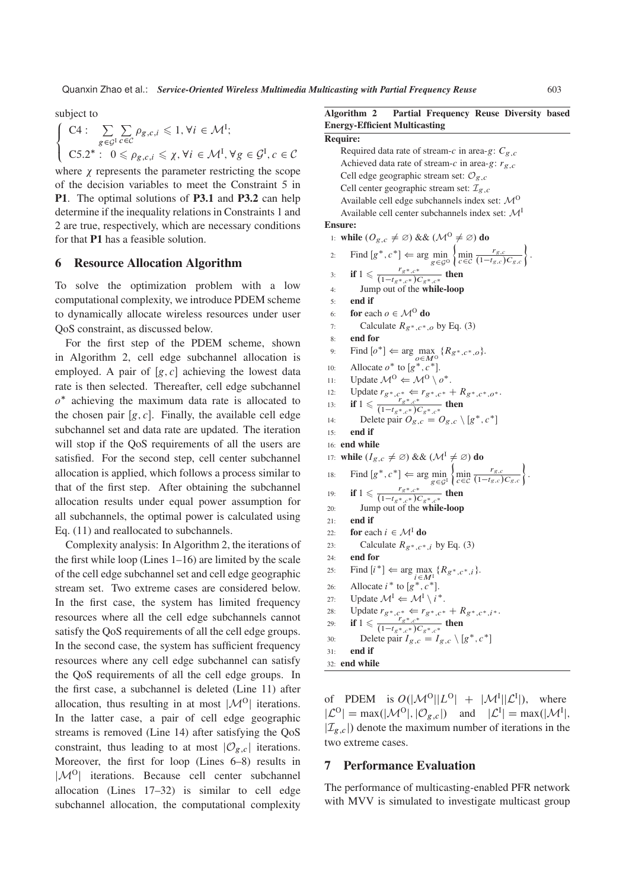subject to

$$\begin{cases} \text{C4}: \sum_{g\in\mathcal{G}^{\text{I}}}\sum_{c\in\mathcal{C}}\rho_{g,c,i} \leqslant 1, \forall i \in \mathcal{M}^{\text{I}}; \\ \text{C5.2}^*: \ 0 \leqslant \rho_{g,c,i} \leqslant \chi, \forall i \in \mathcal{M}^{\text{I}}, \forall g \in \mathcal{G}^{\text{I}}, c \in \mathcal{C} \end{cases}$$

where $\chi$ represents the parameter restricting the scope of the decision variables to meet the Constraint 5 in **P1**. The optimal solutions of **P3.1** and **P3.2** can help determine if the inequality relations in Constraints 1 and 2 are true, respectively, which are necessary conditions for that **P1** has a feasible solution.

## 6 Resource Allocation Algorithm

To solve the optimization problem with a low computational complexity, we introduce PDEM scheme to dynamically allocate wireless resources under user QoS constraint, as discussed below.

For the first step of the PDEM scheme, shown in Algorithm 2, cell edge subchannel allocation is employed. A pair of $[g, c]$ achieving the lowest data rate is then selected. Thereafter, cell edge subchannel $o^*$ achieving the maximum data rate is allocated to the chosen pair $[g, c]$. Finally, the available cell edge subchannel set and data rate are updated. The iteration will stop if the QoS requirements of all the users are satisfied. For the second step, cell center subchannel allocation is applied, which follows a process similar to that of the first step. After obtaining the subchannel allocation results under equal power assumption for all subchannels, the optimal power is calculated using Eq. (11) and reallocated to subchannels.

Complexity analysis: In Algorithm 2, the iterations of the first while loop (Lines 1–16) are limited by the scale of the cell edge subchannel set and cell edge geographic stream set. Two extreme cases are considered below. In the first case, the system has limited frequency resources where all the cell edge subchannels cannot satisfy the QoS requirements of all the cell edge groups. In the second case, the system has sufficient frequency resources where any cell edge subchannel can satisfy the QoS requirements of all the cell edge groups. In the first case, a subchannel is deleted (Line 11) after allocation, thus resulting in at most $|\mathcal{M}^{\text{O}}|$ iterations. In the latter case, a pair of cell edge geographic streams is removed (Line 14) after satisfying the QoS constraint, thus leading to at most $|\mathcal{O}_{g,c}|$ iterations. Moreover, the first for loop (Lines 6–8) results in $|\mathcal{M}^{\text{O}}|$ iterations. Because cell center subchannel allocation (Lines 17–32) is similar to cell edge subchannel allocation, the computational complexity of PDEM is $O(|\mathcal{M}^{\text{O}}||L^{\text{O}}| + |\mathcal{M}^{\text{I}}||\mathcal{L}^{\text{I}}|)$, where $|\mathcal{L}^{\text{O}}| = \max(|\mathcal{M}^{\text{O}}|, |\mathcal{O}_{g,c}|)$ and $|\mathcal{L}^{\text{I}}| = \max(|\mathcal{M}^{\text{I}}|, |\mathcal{I}_{g,c}|)$ denote the maximum number of iterations in the two extreme cases.

**Algorithm 2 Partial Frequency Reuse Diversity based Energy-Efficient Multicasting**

**Require:**
Required data rate of stream-$c$ in area-$g$: $C_{g,c}$
Achieved data rate of stream-$c$ in area-$g$: $r_{g,c}$
Cell edge geographic stream set: $\mathcal{O}_{g,c}$
Cell center geographic stream set: $\mathcal{I}_{g,c}$
Available cell edge subchannels index set: $\mathcal{M}^{\text{O}}$
Available cell center subchannels index set: $\mathcal{M}^{\text{I}}$

**Ensure:**

1: **while** ($O_{g,c} \neq \varnothing$) && ($\mathcal{M}^{\text{O}} \neq \varnothing$) **do**
2: Find $[g^*, c^*] \Leftarrow \arg\min_{g\in\mathcal{G}^{\text{O}}} \left\{ \min_{c\in\mathcal{C}} \frac{r_{g,c}}{(1-t_{g,c})C_{g,c}} \right\}$.
3: **if** $1 \leqslant \frac{r_{g^*,c^*}}{(1-t_{g^*,c^*})C_{g^*,c^*}}$ **then**
4: Jump out of the **while-loop**
5: **end if**
6: **for** each $o \in \mathcal{M}^{\text{O}}$ **do**
7: Calculate $R_{g^*,c^*,o}$ by Eq. (3)
8: **end for**
9: Find $[o^*] \Leftarrow \arg\max_{o\in M^{\text{O}}} \{R_{g^*,c^*,o}\}$.
10: Allocate $o^*$ to $[g^*, c^*]$.
11: Update $\mathcal{M}^{\text{O}} \Leftarrow \mathcal{M}^{\text{O}} \setminus o^*$.
12: Update $r_{g^*,c^*} \Leftarrow r_{g^*,c^*} + R_{g^*,c^*,o^*}$.
13: **if** $1 \leqslant \frac{r_{g^*,c^*}}{(1-t_{g^*,c^*})C_{g^*,c^*}}$ **then**
14: Delete pair $O_{g,c} = O_{g,c} \setminus [g^*, c^*]$
15: **end if**
16: **end while**
17: **while** ($I_{g,c} \neq \varnothing$) && ($\mathcal{M}^{\text{I}} \neq \varnothing$) **do**
18: Find $[g^*, c^*] \Leftarrow \arg\min_{g\in\mathcal{G}^{\text{I}}} \left\{ \min_{c\in\mathcal{C}} \frac{r_{g,c}}{(1-t_{g,c})C_{g,c}} \right\}$.
19: **if** $1 \leqslant \frac{r_{g^*,c^*}}{(1-t_{g^*,c^*})C_{g^*,c^*}}$ **then**
20: Jump out of the **while-loop**
21: **end if**
22: **for** each $i \in \mathcal{M}^{\text{I}}$ **do**
23: Calculate $R_{g^*,c^*,i}$ by Eq. (3)
24: **end for**
25: Find $[i^*] \Leftarrow \arg\max_{i\in M^{\text{I}}} \{R_{g^*,c^*,i}\}$.
26: Allocate $i^*$ to $[g^*, c^*]$.
27: Update $\mathcal{M}^{\text{I}} \Leftarrow \mathcal{M}^{\text{I}} \setminus i^*$.
28: Update $r_{g^*,c^*} \Leftarrow r_{g^*,c^*} + R_{g^*,c^*,i^*}$.
29: **if** $1 \leqslant \frac{r_{g^*,c^*}}{(1-t_{g^*,c^*})C_{g^*,c^*}}$ **then**
30: Delete pair $I_{g,c} = I_{g,c} \setminus [g^*, c^*]$
31: **end if**
32: **end while**

## 7 Performance Evaluation

The performance of multicasting-enabled PFR network with MVV is simulated to investigate multicast group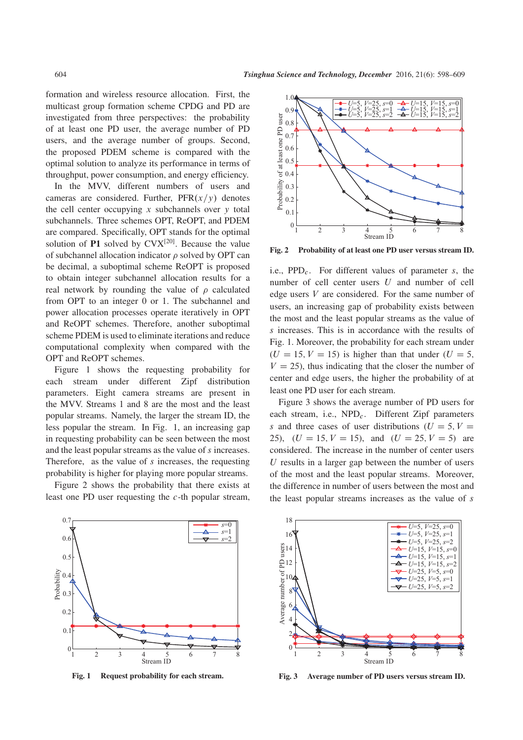formation and wireless resource allocation. First, the multicast group formation scheme CPDG and PD are investigated from three perspectives: the probability of at least one PD user, the average number of PD users, and the average number of groups. Second, the proposed PDEM scheme is compared with the optimal solution to analyze its performance in terms of throughput, power consumption, and energy efficiency.

In the MVV, different numbers of users and cameras are considered. Further, PFR$(x/y)$ denotes the cell center occupying $x$ subchannels over $y$ total subchannels. Three schemes OPT, ReOPT, and PDEM are compared. Specifically, OPT stands for the optimal solution of **P1** solved by CVX[20]. Because the value of subchannel allocation indicator $\rho$ solved by OPT can be decimal, a suboptimal scheme ReOPT is proposed to obtain integer subchannel allocation results for a real network by rounding the value of $\rho$ calculated from OPT to an integer 0 or 1. The subchannel and power allocation processes operate iteratively in OPT and ReOPT schemes. Therefore, another suboptimal scheme PDEM is used to eliminate iterations and reduce computational complexity when compared with the OPT and ReOPT schemes.

Figure 1 shows the requesting probability for each stream under different Zipf distribution parameters. Eight camera streams are present in the MVV. Streams 1 and 8 are the most and the least popular streams. Namely, the larger the stream ID, the less popular the stream. In Fig. 1, an increasing gap in requesting probability can be seen between the most and the least popular streams as the value of $s$ increases. Therefore, as the value of $s$ increases, the requesting probability is higher for playing more popular streams.

Figure 2 shows the probability that there exists at least one PD user requesting the $c$-th popular stream, i.e., $\text{PPD}_c$. For different values of parameter $s$, the number of cell center users $U$ and number of cell edge users $V$ are considered. For the same number of users, an increasing gap of probability exists between the most and the least popular streams as the value of $s$ increases. This is in accordance with the results of Fig. 1. Moreover, the probability for each stream under $(U = 15, V = 15)$ is higher than that under $(U = 5, V = 25)$, thus indicating that the closer the number of center and edge users, the higher the probability of at least one PD user for each stream.

Figure 3 shows the average number of PD users for each stream, i.e., $\text{NPD}_c$. Different Zipf parameters $s$ and three cases of user distributions $(U = 5, V = 25)$, $(U = 15, V = 15)$, and $(U = 25, V = 5)$ are considered. The increase in the number of center users $U$ results in a larger gap between the number of users of the most and the least popular streams. Moreover, the difference in number of users between the most and the least popular streams increases as the value of $s$

**Fig. 2 Probability of at least one PD user versus stream ID.**

**Fig. 1 Request probability for each stream.**

**Fig. 3 Average number of PD users versus stream ID.**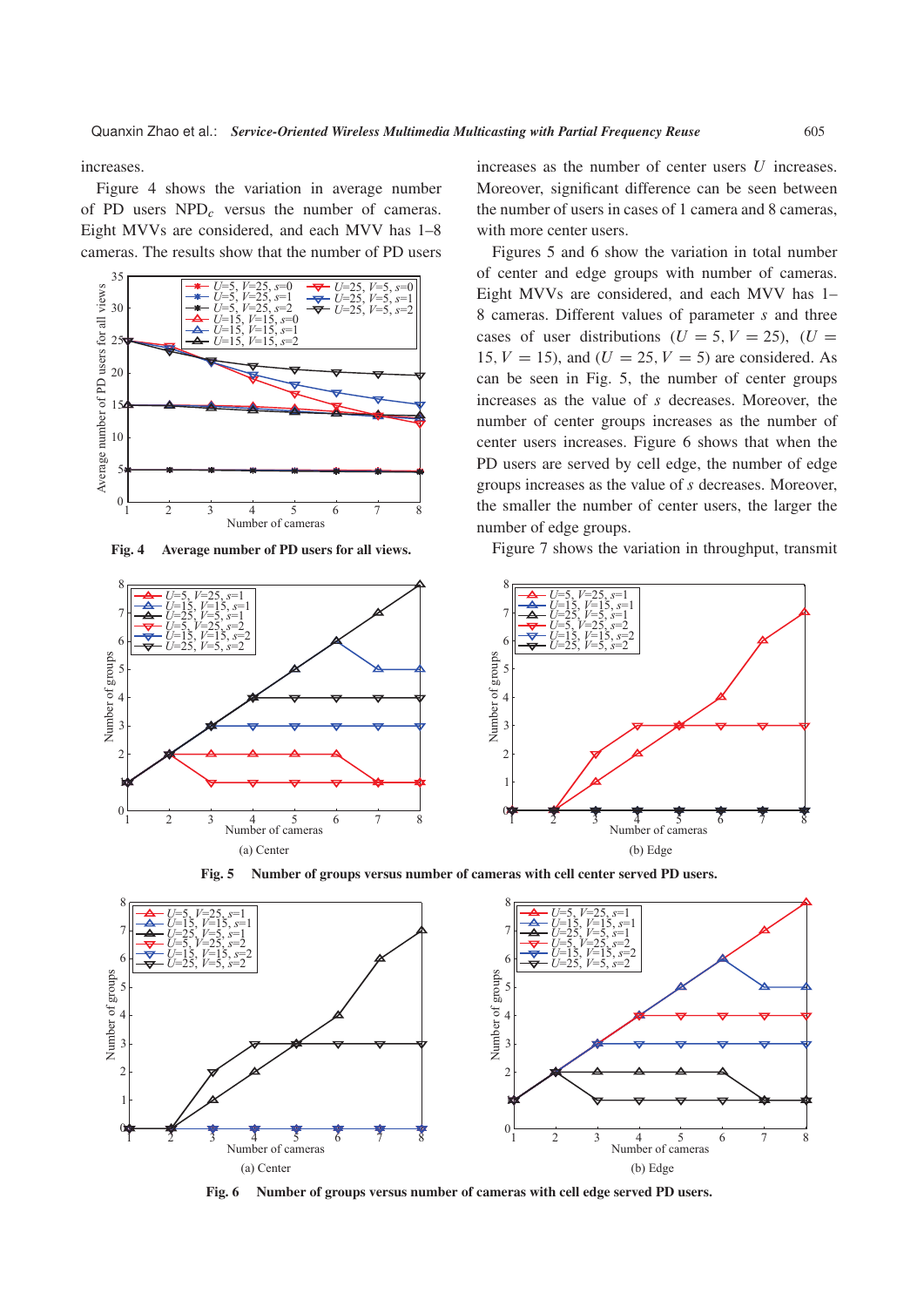increases.

Figure 4 shows the variation in average number of PD users $\text{NPD}_c$ versus the number of cameras. Eight MVVs are considered, and each MVV has 1–8 cameras. The results show that the number of PD users increases as the number of center users $U$ increases. Moreover, significant difference can be seen between the number of users in cases of 1 camera and 8 cameras, with more center users.

**Fig. 4 Average number of PD users for all views.**

Figures 5 and 6 show the variation in total number of center and edge groups with number of cameras. Eight MVVs are considered, and each MVV has 1–8 cameras. Different values of parameter $s$ and three cases of user distributions ($U = 5, V = 25$), ($U = 15, V = 15$), and ($U = 25, V = 5$) are considered. As can be seen in Fig. 5, the number of center groups increases as the value of $s$ decreases. Moreover, the number of center groups increases as the number of center users increases. Figure 6 shows that when the PD users are served by cell edge, the number of edge groups increases as the value of $s$ decreases. Moreover, the smaller the number of center users, the larger the number of edge groups.

Figure 7 shows the variation in throughput, transmit

(a) Center

(b) Edge

**Fig. 5 Number of groups versus number of cameras with cell center served PD users.**

(a) Center

(b) Edge

**Fig. 6 Number of groups versus number of cameras with cell edge served PD users.**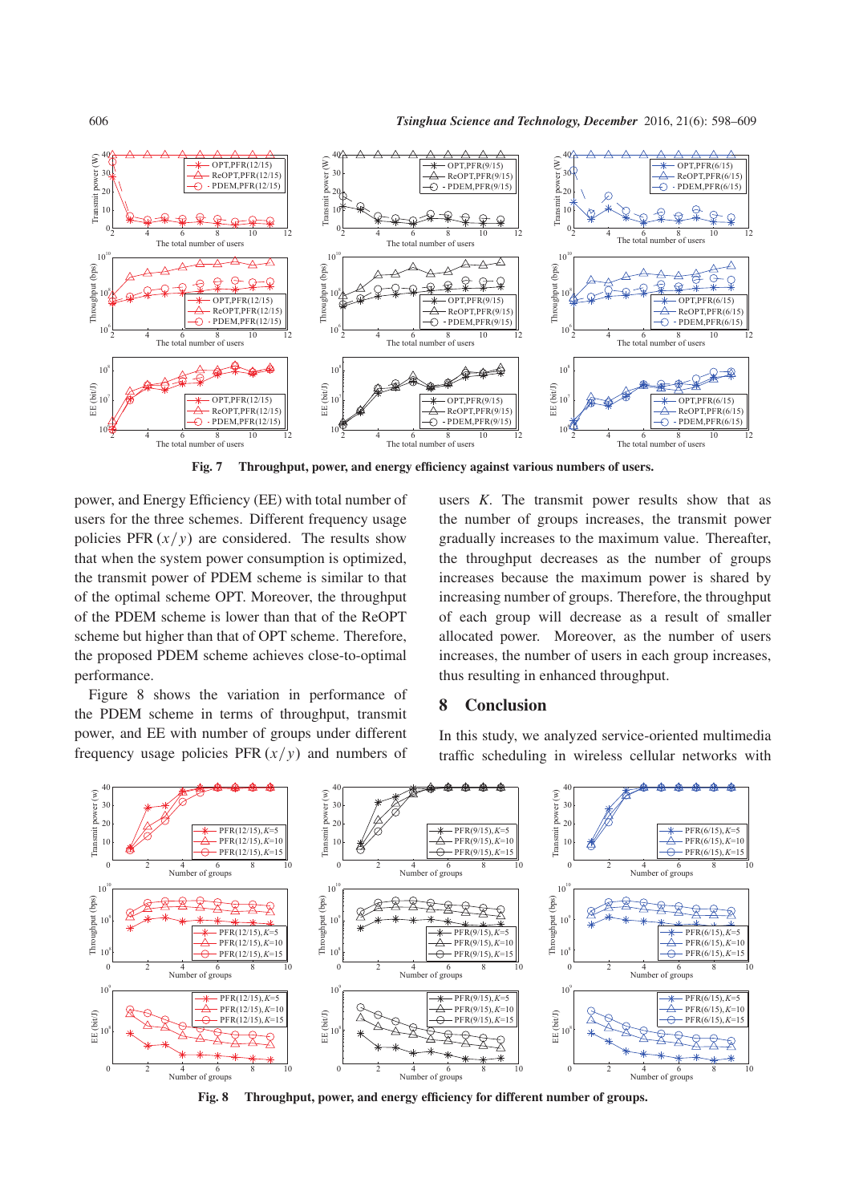**Fig. 7 Throughput, power, and energy efficiency against various numbers of users.**

power, and Energy Efficiency (EE) with total number of users for the three schemes. Different frequency usage policies PFR $(x/y)$ are considered. The results show that when the system power consumption is optimized, the transmit power of PDEM scheme is similar to that of the optimal scheme OPT. Moreover, the throughput of the PDEM scheme is lower than that of the ReOPT scheme but higher than that of OPT scheme. Therefore, the proposed PDEM scheme achieves close-to-optimal performance.

Figure 8 shows the variation in performance of the PDEM scheme in terms of throughput, transmit power, and EE with number of groups under different frequency usage policies PFR $(x/y)$ and numbers of users $K$. The transmit power results show that as the number of groups increases, the transmit power gradually increases to the maximum value. Thereafter, the throughput decreases as the number of groups increases because the maximum power is shared by increasing number of groups. Therefore, the throughput of each group will decrease as a result of smaller allocated power. Moreover, as the number of users increases, the number of users in each group increases, thus resulting in enhanced throughput.

## 8 Conclusion

In this study, we analyzed service-oriented multimedia traffic scheduling in wireless cellular networks with

**Fig. 8 Throughput, power, and energy efficiency for different number of groups.**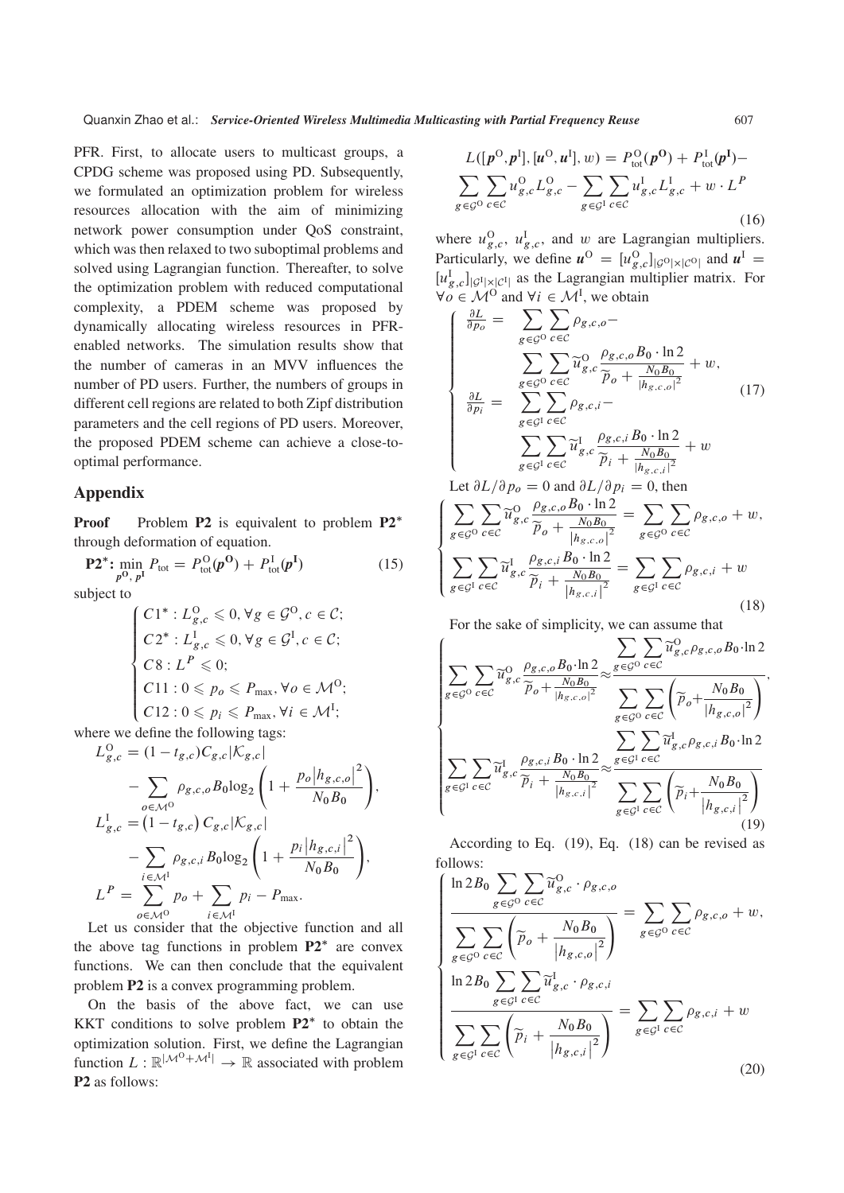PFR. First, to allocate users to multicast groups, a CPDG scheme was proposed using PD. Subsequently, we formulated an optimization problem for wireless resources allocation with the aim of minimizing network power consumption under QoS constraint, which was then relaxed to two suboptimal problems and solved using Lagrangian function. Thereafter, to solve the optimization problem with reduced computational complexity, a PDEM scheme was proposed by dynamically allocating wireless resources in PFR-enabled networks. The simulation results show that the number of cameras in an MVV influences the number of PD users. Further, the numbers of groups in different cell regions are related to both Zipf distribution parameters and the cell regions of PD users. Moreover, the proposed PDEM scheme can achieve a close-to-optimal performance.

## Appendix

**Proof** Problem **P2** is equivalent to problem **P2*** through deformation of equation.

$$\mathbf{P2^*}: \min_{\boldsymbol{p}^{\mathrm{O}}, \boldsymbol{p}^{\mathrm{I}}} P_{\mathrm{tot}} = P_{\mathrm{tot}}^{\mathrm{O}}(\boldsymbol{p}^{\mathbf{O}}) + P_{\mathrm{tot}}^{\mathrm{I}}(\boldsymbol{p}^{\mathbf{I}}) \tag{15}$$

subject to

$$\begin{cases} C1^*: L_{g,c}^{\mathrm{O}} \leqslant 0, \forall g \in \mathcal{G}^{\mathrm{O}}, c \in \mathcal{C}; \\ C2^*: L_{g,c}^{\mathrm{I}} \leqslant 0, \forall g \in \mathcal{G}^{\mathrm{I}}, c \in \mathcal{C}; \\ C8: L^{P} \leqslant 0; \\ C11: 0 \leqslant p_o \leqslant P_{\max}, \forall o \in \mathcal{M}^{\mathrm{O}}; \\ C12: 0 \leqslant p_i \leqslant P_{\max}, \forall i \in \mathcal{M}^{\mathrm{I}}; \end{cases}$$

where we define the following tags:

$$L_{g,c}^{\mathrm{O}} = (1 - t_{g,c}) C_{g,c} |\mathcal{K}_{g,c}| - \sum_{o \in \mathcal{M}^{\mathrm{O}}} \rho_{g,c,o} B_0 \log_2 \left(1 + \frac{p_o |h_{g,c,o}|^2}{N_0 B_0}\right),$$

$$L_{g,c}^{\mathrm{I}} = \left(1 - t_{g,c}\right) C_{g,c} |\mathcal{K}_{g,c}| - \sum_{i \in \mathcal{M}^{\mathrm{I}}} \rho_{g,c,i} B_0 \log_2 \left(1 + \frac{p_i |h_{g,c,i}|^2}{N_0 B_0}\right),$$

$$L^{P} = \sum_{o \in \mathcal{M}^{\mathrm{O}}} p_o + \sum_{i \in \mathcal{M}^{\mathrm{I}}} p_i - P_{\max}.$$

Let us consider that the objective function and all the above tag functions in problem **P2*** are convex functions. We can then conclude that the equivalent problem **P2** is a convex programming problem.

On the basis of the above fact, we can use KKT conditions to solve problem **P2*** to obtain the optimization solution. First, we define the Lagrangian function $L: \mathbb{R}^{|\mathcal{M}^{\mathrm{O}} + \mathcal{M}^{\mathrm{I}}|} \rightarrow \mathbb{R}$ associated with problem **P2** as follows:

$$L([\boldsymbol{p}^{\mathrm{O}}, \boldsymbol{p}^{\mathrm{I}}], [\boldsymbol{u}^{\mathrm{O}}, \boldsymbol{u}^{\mathrm{I}}], w) = P_{\mathrm{tot}}^{\mathrm{O}}(\boldsymbol{p}^{\mathbf{O}}) + P_{\mathrm{tot}}^{\mathrm{I}}(\boldsymbol{p}^{\mathbf{I}}) - \sum_{g \in \mathcal{G}^{\mathrm{O}}} \sum_{c \in \mathcal{C}} u_{g,c}^{\mathrm{O}} L_{g,c}^{\mathrm{O}} - \sum_{g \in \mathcal{G}^{\mathrm{I}}} \sum_{c \in \mathcal{C}} u_{g,c}^{\mathrm{I}} L_{g,c}^{\mathrm{I}} + w \cdot L^{P} \tag{16}$$

where $u_{g,c}^{\mathrm{O}}$, $u_{g,c}^{\mathrm{I}}$, and $w$ are Lagrangian multipliers. Particularly, we define $\boldsymbol{u}^{\mathrm{O}} = [u_{g,c}^{\mathrm{O}}]_{|\mathcal{G}^{\mathrm{O}}| \times |\mathcal{C}^{\mathrm{O}}|}$ and $\boldsymbol{u}^{\mathrm{I}} = [u_{g,c}^{\mathrm{I}}]_{|\mathcal{G}^{\mathrm{I}}| \times |\mathcal{C}^{\mathrm{I}}|}$ as the Lagrangian multiplier matrix. For $\forall o \in \mathcal{M}^{\mathrm{O}}$ and $\forall i \in \mathcal{M}^{\mathrm{I}}$, we obtain

$$\begin{cases} \dfrac{\partial L}{\partial p_o} = \displaystyle\sum_{g \in \mathcal{G}^{\mathrm{O}}} \sum_{c \in \mathcal{C}} \rho_{g,c,o} - \sum_{g \in \mathcal{G}^{\mathrm{O}}} \sum_{c \in \mathcal{C}} \widetilde{u}_{g,c}^{\mathrm{O}} \frac{\rho_{g,c,o} B_0 \cdot \ln 2}{\widetilde{p}_o + \frac{N_0 B_0}{|h_{g,c,o}|^2}} + w, \\ \dfrac{\partial L}{\partial p_i} = \displaystyle\sum_{g \in \mathcal{G}^{\mathrm{I}}} \sum_{c \in \mathcal{C}} \rho_{g,c,i} - \sum_{g \in \mathcal{G}^{\mathrm{I}}} \sum_{c \in \mathcal{C}} \widetilde{u}_{g,c}^{\mathrm{I}} \frac{\rho_{g,c,i} B_0 \cdot \ln 2}{\widetilde{p}_i + \frac{N_0 B_0}{|h_{g,c,i}|^2}} + w \end{cases} \tag{17}$$

Let $\partial L / \partial p_o = 0$ and $\partial L / \partial p_i = 0$, then

$$\begin{cases} \displaystyle\sum_{g \in \mathcal{G}^{\mathrm{O}}} \sum_{c \in \mathcal{C}} \widetilde{u}_{g,c}^{\mathrm{O}} \frac{\rho_{g,c,o} B_0 \cdot \ln 2}{\widetilde{p}_o + \frac{N_0 B_0}{|h_{g,c,o}|^2}} = \sum_{g \in \mathcal{G}^{\mathrm{O}}} \sum_{c \in \mathcal{C}} \rho_{g,c,o} + w, \\ \displaystyle\sum_{g \in \mathcal{G}^{\mathrm{I}}} \sum_{c \in \mathcal{C}} \widetilde{u}_{g,c}^{\mathrm{I}} \frac{\rho_{g,c,i} B_0 \cdot \ln 2}{\widetilde{p}_i + \frac{N_0 B_0}{|h_{g,c,i}|^2}} = \sum_{g \in \mathcal{G}^{\mathrm{I}}} \sum_{c \in \mathcal{C}} \rho_{g,c,i} + w \end{cases} \tag{18}$$

For the sake of simplicity, we can assume that

$$\begin{cases} \displaystyle\sum_{g \in \mathcal{G}^{\mathrm{O}}} \sum_{c \in \mathcal{C}} \widetilde{u}_{g,c}^{\mathrm{O}} \frac{\rho_{g,c,o} B_0 \cdot \ln 2}{\widetilde{p}_o + \frac{N_0 B_0}{|h_{g,c,o}|^2}} \approx \frac{\displaystyle\sum_{g \in \mathcal{G}^{\mathrm{O}}} \sum_{c \in \mathcal{C}} \widetilde{u}_{g,c}^{\mathrm{O}} \rho_{g,c,o} B_0 \cdot \ln 2}{\displaystyle\sum_{g \in \mathcal{G}^{\mathrm{O}}} \sum_{c \in \mathcal{C}} \left(\widetilde{p}_o + \frac{N_0 B_0}{|h_{g,c,o}|^2}\right)}, \\ \displaystyle\sum_{g \in \mathcal{G}^{\mathrm{I}}} \sum_{c \in \mathcal{C}} \widetilde{u}_{g,c}^{\mathrm{I}} \frac{\rho_{g,c,i} B_0 \cdot \ln 2}{\widetilde{p}_i + \frac{N_0 B_0}{|h_{g,c,i}|^2}} \approx \frac{\displaystyle\sum_{g \in \mathcal{G}^{\mathrm{I}}} \sum_{c \in \mathcal{C}} \widetilde{u}_{g,c}^{\mathrm{I}} \rho_{g,c,i} B_0 \cdot \ln 2}{\displaystyle\sum_{g \in \mathcal{G}^{\mathrm{I}}} \sum_{c \in \mathcal{C}} \left(\widetilde{p}_i + \frac{N_0 B_0}{|h_{g,c,i}|^2}\right)} \end{cases} \tag{19}$$

According to Eq. (19), Eq. (18) can be revised as follows:

$$\begin{cases} \dfrac{\ln 2 B_0 \displaystyle\sum_{g \in \mathcal{G}^{\mathrm{O}}} \sum_{c \in \mathcal{C}} \widetilde{u}_{g,c}^{\mathrm{O}} \cdot \rho_{g,c,o}}{\displaystyle\sum_{g \in \mathcal{G}^{\mathrm{O}}} \sum_{c \in \mathcal{C}} \left(\widetilde{p}_o + \frac{N_0 B_0}{|h_{g,c,o}|^2}\right)} = \displaystyle\sum_{g \in \mathcal{G}^{\mathrm{O}}} \sum_{c \in \mathcal{C}} \rho_{g,c,o} + w, \\ \dfrac{\ln 2 B_0 \displaystyle\sum_{g \in \mathcal{G}^{\mathrm{I}}} \sum_{c \in \mathcal{C}} \widetilde{u}_{g,c}^{\mathrm{I}} \cdot \rho_{g,c,i}}{\displaystyle\sum_{g \in \mathcal{G}^{\mathrm{I}}} \sum_{c \in \mathcal{C}} \left(\widetilde{p}_i + \frac{N_0 B_0}{|h_{g,c,i}|^2}\right)} = \displaystyle\sum_{g \in \mathcal{G}^{\mathrm{I}}} \sum_{c \in \mathcal{C}} \rho_{g,c,i} + w \end{cases} \tag{20}$$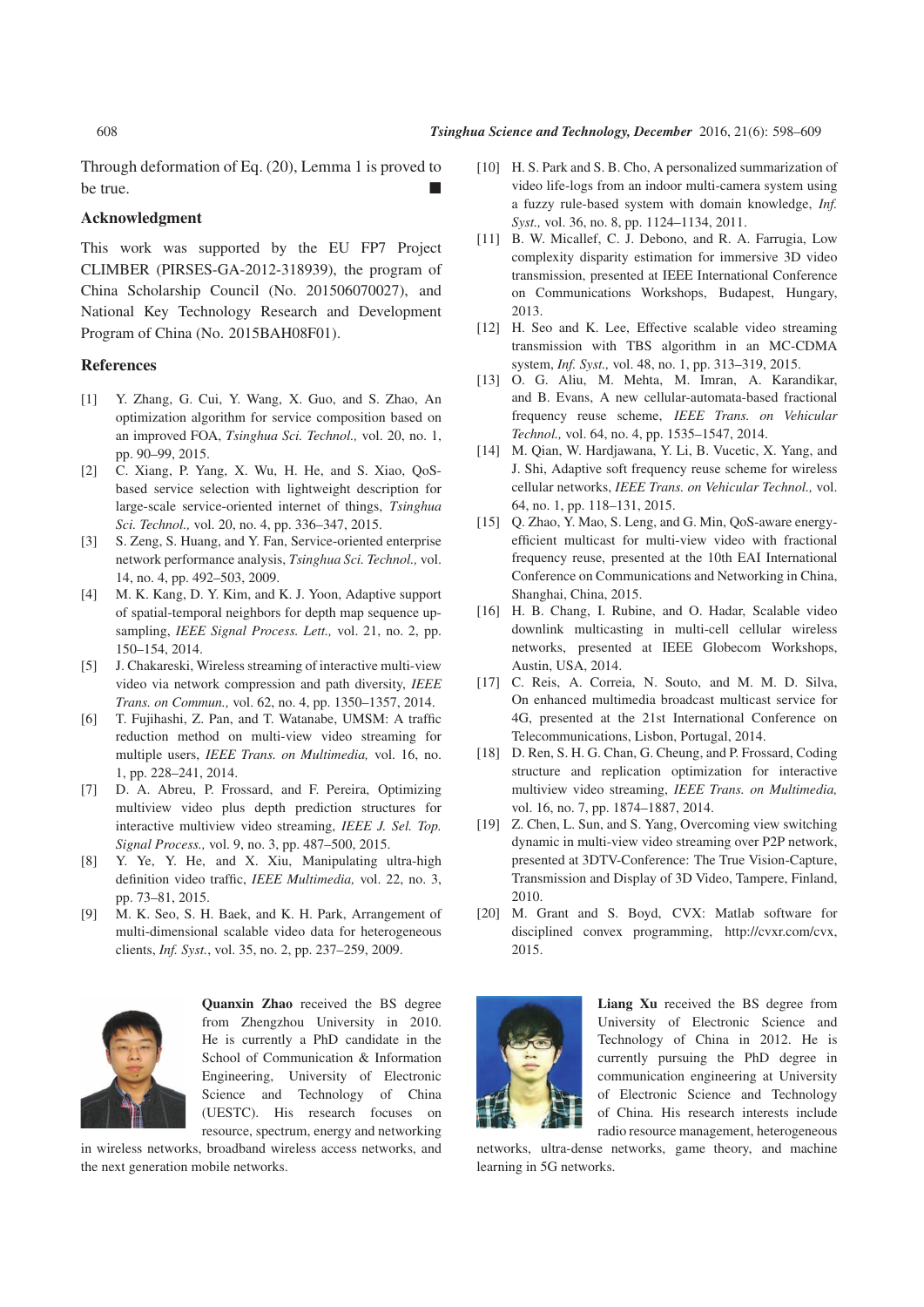Through deformation of Eq. (20), Lemma 1 is proved to be true. ■

## Acknowledgment

This work was supported by the EU FP7 Project CLIMBER (PIRSES-GA-2012-318939), the program of China Scholarship Council (No. 201506070027), and National Key Technology Research and Development Program of China (No. 2015BAH08F01).

## References

[1] Y. Zhang, G. Cui, Y. Wang, X. Guo, and S. Zhao, An optimization algorithm for service composition based on an improved FOA, *Tsinghua Sci. Technol.,* vol. 20, no. 1, pp. 90–99, 2015.

[2] C. Xiang, P. Yang, X. Wu, H. He, and S. Xiao, QoS-based service selection with lightweight description for large-scale service-oriented internet of things, *Tsinghua Sci. Technol.,* vol. 20, no. 4, pp. 336–347, 2015.

[3] S. Zeng, S. Huang, and Y. Fan, Service-oriented enterprise network performance analysis, *Tsinghua Sci. Technol.,* vol. 14, no. 4, pp. 492–503, 2009.

[4] M. K. Kang, D. Y. Kim, and K. J. Yoon, Adaptive support of spatial-temporal neighbors for depth map sequence up-sampling, *IEEE Signal Process. Lett.,* vol. 21, no. 2, pp. 150–154, 2014.

[5] J. Chakareski, Wireless streaming of interactive multi-view video via network compression and path diversity, *IEEE Trans. on Commun.,* vol. 62, no. 4, pp. 1350–1357, 2014.

[6] T. Fujihashi, Z. Pan, and T. Watanabe, UMSM: A traffic reduction method on multi-view video streaming for multiple users, *IEEE Trans. on Multimedia,* vol. 16, no. 1, pp. 228–241, 2014.

[7] D. A. Abreu, P. Frossard, and F. Pereira, Optimizing multiview video plus depth prediction structures for interactive multiview video streaming, *IEEE J. Sel. Top. Signal Process.,* vol. 9, no. 3, pp. 487–500, 2015.

[8] Y. Ye, Y. He, and X. Xiu, Manipulating ultra-high definition video traffic, *IEEE Multimedia,* vol. 22, no. 3, pp. 73–81, 2015.

[9] M. K. Seo, S. H. Baek, and K. H. Park, Arrangement of multi-dimensional scalable video data for heterogeneous clients, *Inf. Syst.*, vol. 35, no. 2, pp. 237–259, 2009.

[10] H. S. Park and S. B. Cho, A personalized summarization of video life-logs from an indoor multi-camera system using a fuzzy rule-based system with domain knowledge, *Inf. Syst.,* vol. 36, no. 8, pp. 1124–1134, 2011.

[11] B. W. Micallef, C. J. Debono, and R. A. Farrugia, Low complexity disparity estimation for immersive 3D video transmission, presented at IEEE International Conference on Communications Workshops, Budapest, Hungary, 2013.

[12] H. Seo and K. Lee, Effective scalable video streaming transmission with TBS algorithm in an MC-CDMA system, *Inf. Syst.,* vol. 48, no. 1, pp. 313–319, 2015.

[13] O. G. Aliu, M. Mehta, M. Imran, A. Karandikar, and B. Evans, A new cellular-automata-based fractional frequency reuse scheme, *IEEE Trans. on Vehicular Technol.,* vol. 64, no. 4, pp. 1535–1547, 2014.

[14] M. Qian, W. Hardjawana, Y. Li, B. Vucetic, X. Yang, and J. Shi, Adaptive soft frequency reuse scheme for wireless cellular networks, *IEEE Trans. on Vehicular Technol.,* vol. 64, no. 1, pp. 118–131, 2015.

[15] Q. Zhao, Y. Mao, S. Leng, and G. Min, QoS-aware energy-efficient multicast for multi-view video with fractional frequency reuse, presented at the 10th EAI International Conference on Communications and Networking in China, Shanghai, China, 2015.

[16] H. B. Chang, I. Rubine, and O. Hadar, Scalable video downlink multicasting in multi-cell cellular wireless networks, presented at IEEE Globecom Workshops, Austin, USA, 2014.

[17] C. Reis, A. Correia, N. Souto, and M. M. D. Silva, On enhanced multimedia broadcast multicast service for 4G, presented at the 21st International Conference on Telecommunications, Lisbon, Portugal, 2014.

[18] D. Ren, S. H. G. Chan, G. Cheung, and P. Frossard, Coding structure and replication optimization for interactive multiview video streaming, *IEEE Trans. on Multimedia,* vol. 16, no. 7, pp. 1874–1887, 2014.

[19] Z. Chen, L. Sun, and S. Yang, Overcoming view switching dynamic in multi-view video streaming over P2P network, presented at 3DTV-Conference: The True Vision-Capture, Transmission and Display of 3D Video, Tampere, Finland, 2010.

[20] M. Grant and S. Boyd, CVX: Matlab software for disciplined convex programming, http://cvxr.com/cvx, 2015.

**Quanxin Zhao** received the BS degree from Zhengzhou University in 2010. He is currently a PhD candidate in the School of Communication & Information Engineering, University of Electronic Science and Technology of China (UESTC). His research focuses on resource, spectrum, energy and networking in wireless networks, broadband wireless access networks, and the next generation mobile networks.

**Liang Xu** received the BS degree from University of Electronic Science and Technology of China in 2012. He is currently pursuing the PhD degree in communication engineering at University of Electronic Science and Technology of China. His research interests include radio resource management, heterogeneous networks, ultra-dense networks, game theory, and machine learning in 5G networks.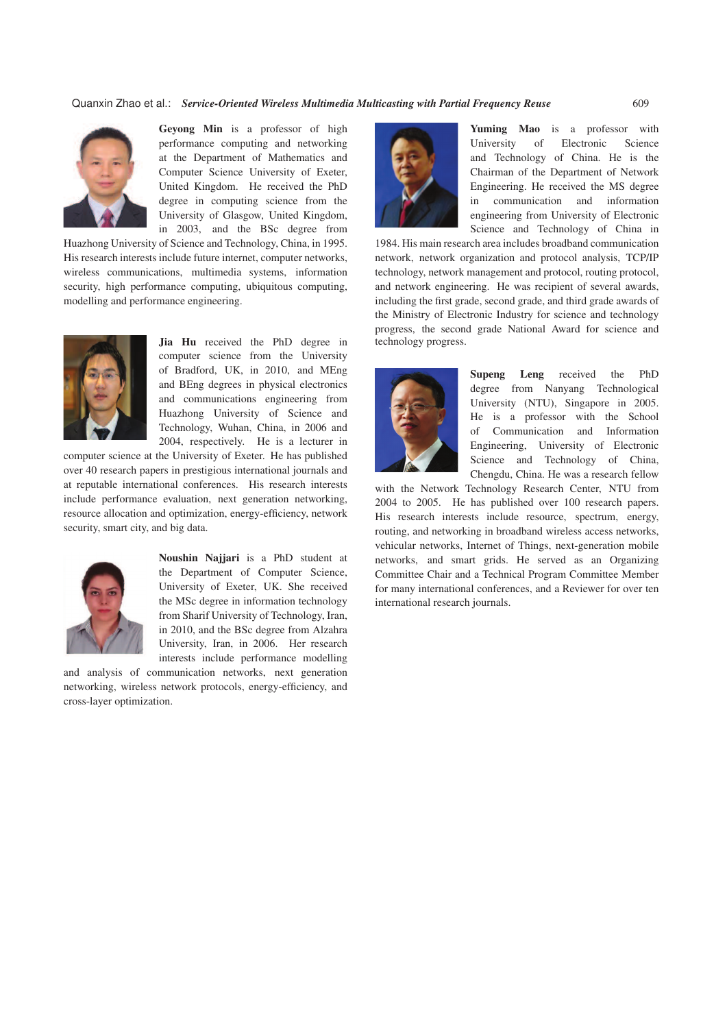**Geyong Min** is a professor of high performance computing and networking at the Department of Mathematics and Computer Science University of Exeter, United Kingdom. He received the PhD degree in computing science from the University of Glasgow, United Kingdom, in 2003, and the BSc degree from Huazhong University of Science and Technology, China, in 1995. His research interests include future internet, computer networks, wireless communications, multimedia systems, information security, high performance computing, ubiquitous computing, modelling and performance engineering.

**Jia Hu** received the PhD degree in computer science from the University of Bradford, UK, in 2010, and MEng and BEng degrees in physical electronics and communications engineering from Huazhong University of Science and Technology, Wuhan, China, in 2006 and 2004, respectively. He is a lecturer in computer science at the University of Exeter. He has published over 40 research papers in prestigious international journals and at reputable international conferences. His research interests include performance evaluation, next generation networking, resource allocation and optimization, energy-efficiency, network security, smart city, and big data.

**Noushin Najjari** is a PhD student at the Department of Computer Science, University of Exeter, UK. She received the MSc degree in information technology from Sharif University of Technology, Iran, in 2010, and the BSc degree from Alzahra University, Iran, in 2006. Her research interests include performance modelling and analysis of communication networks, next generation networking, wireless network protocols, energy-efficiency, and cross-layer optimization.

**Yuming Mao** is a professor with University of Electronic Science and Technology of China. He is the Chairman of the Department of Network Engineering. He received the MS degree in communication and information engineering from University of Electronic Science and Technology of China in 1984. His main research area includes broadband communication network, network organization and protocol analysis, TCP/IP technology, network management and protocol, routing protocol, and network engineering. He was recipient of several awards, including the first grade, second grade, and third grade awards of the Ministry of Electronic Industry for science and technology progress, the second grade National Award for science and technology progress.

**Supeng Leng** received the PhD degree from Nanyang Technological University (NTU), Singapore in 2005. He is a professor with the School of Communication and Information Engineering, University of Electronic Science and Technology of China, Chengdu, China. He was a research fellow with the Network Technology Research Center, NTU from 2004 to 2005. He has published over 100 research papers. His research interests include resource, spectrum, energy, routing, and networking in broadband wireless access networks, vehicular networks, Internet of Things, next-generation mobile networks, and smart grids. He served as an Organizing Committee Chair and a Technical Program Committee Member for many international conferences, and a Reviewer for over ten international research journals.